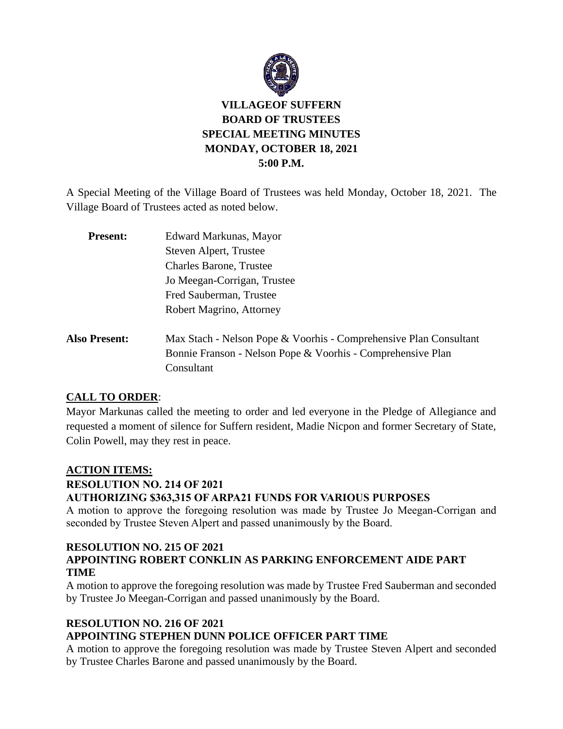# VILLAGEOF SUFFERN
# BOARD OF TRUSTEES
# SPECIAL MEETING MINUTES
# MONDAY, OCTOBER 18, 2021
# 5:00 P.M.

A Special Meeting of the Village Board of Trustees was held Monday, October 18, 2021. The Village Board of Trustees acted as noted below.

**Present:**
Edward Markunas, Mayor
Steven Alpert, Trustee
Charles Barone, Trustee
Jo Meegan-Corrigan, Trustee
Fred Sauberman, Trustee
Robert Magrino, Attorney

**Also Present:**
Max Stach - Nelson Pope & Voorhis - Comprehensive Plan Consultant
Bonnie Franson - Nelson Pope & Voorhis - Comprehensive Plan Consultant

## CALL TO ORDER:

Mayor Markunas called the meeting to order and led everyone in the Pledge of Allegiance and requested a moment of silence for Suffern resident, Madie Nicpon and former Secretary of State, Colin Powell, may they rest in peace.

## ACTION ITEMS:

### RESOLUTION NO. 214 OF 2021
### AUTHORIZING $363,315 OF ARPA21 FUNDS FOR VARIOUS PURPOSES

A motion to approve the foregoing resolution was made by Trustee Jo Meegan-Corrigan and seconded by Trustee Steven Alpert and passed unanimously by the Board.

### RESOLUTION NO. 215 OF 2021
### APPOINTING ROBERT CONKLIN AS PARKING ENFORCEMENT AIDE PART TIME

A motion to approve the foregoing resolution was made by Trustee Fred Sauberman and seconded by Trustee Jo Meegan-Corrigan and passed unanimously by the Board.

### RESOLUTION NO. 216 OF 2021
### APPOINTING STEPHEN DUNN POLICE OFFICER PART TIME

A motion to approve the foregoing resolution was made by Trustee Steven Alpert and seconded by Trustee Charles Barone and passed unanimously by the Board.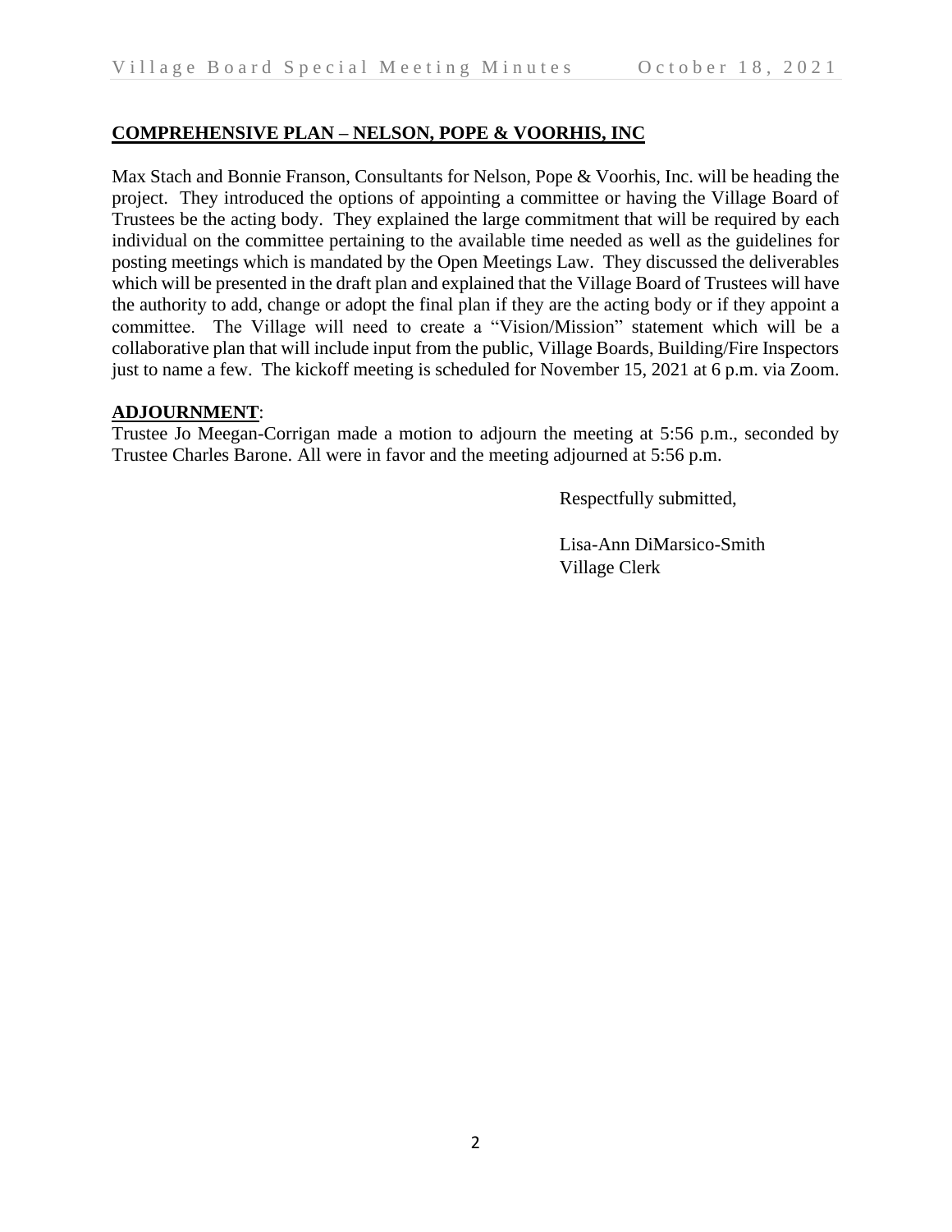**COMPREHENSIVE PLAN – NELSON, POPE & VOORHIS, INC**

Max Stach and Bonnie Franson, Consultants for Nelson, Pope & Voorhis, Inc. will be heading the project. They introduced the options of appointing a committee or having the Village Board of Trustees be the acting body. They explained the large commitment that will be required by each individual on the committee pertaining to the available time needed as well as the guidelines for posting meetings which is mandated by the Open Meetings Law. They discussed the deliverables which will be presented in the draft plan and explained that the Village Board of Trustees will have the authority to add, change or adopt the final plan if they are the acting body or if they appoint a committee. The Village will need to create a "Vision/Mission" statement which will be a collaborative plan that will include input from the public, Village Boards, Building/Fire Inspectors just to name a few. The kickoff meeting is scheduled for November 15, 2021 at 6 p.m. via Zoom.

**ADJOURNMENT**:

Trustee Jo Meegan-Corrigan made a motion to adjourn the meeting at 5:56 p.m., seconded by Trustee Charles Barone. All were in favor and the meeting adjourned at 5:56 p.m.

Respectfully submitted,

Lisa-Ann DiMarsico-Smith
Village Clerk